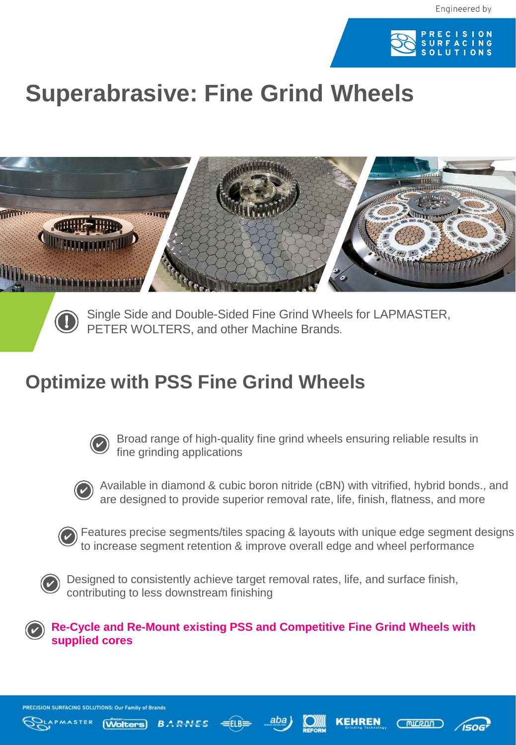Engineered by PRECISION SURFACING SOLUTIONS

# Superabrasive: Fine Grind Wheels

Single Side and Double-Sided Fine Grind Wheels for LAPMASTER, PETER WOLTERS, and other Machine Brands.

## Optimize with PSS Fine Grind Wheels

- Broad range of high-quality fine grind wheels ensuring reliable results in fine grinding applications
- Available in diamond & cubic boron nitride (cBN) with vitrified, hybrid bonds., and are designed to provide superior removal rate, life, finish, flatness, and more
- Features precise segments/tiles spacing & layouts with unique edge segment designs to increase segment retention & improve overall edge and wheel performance
- Designed to consistently achieve target removal rates, life, and surface finish, contributing to less downstream finishing
- **Re-Cycle and Re-Mount existing PSS and Competitive Fine Grind Wheels with supplied cores**

PRECISION SURFACING SOLUTIONS: Our Family of Brands

LAPMASTER | Peter Wolters | BARNES | ELB | aba | REFORM | KEHREN Grinding Technology | micron | ISOG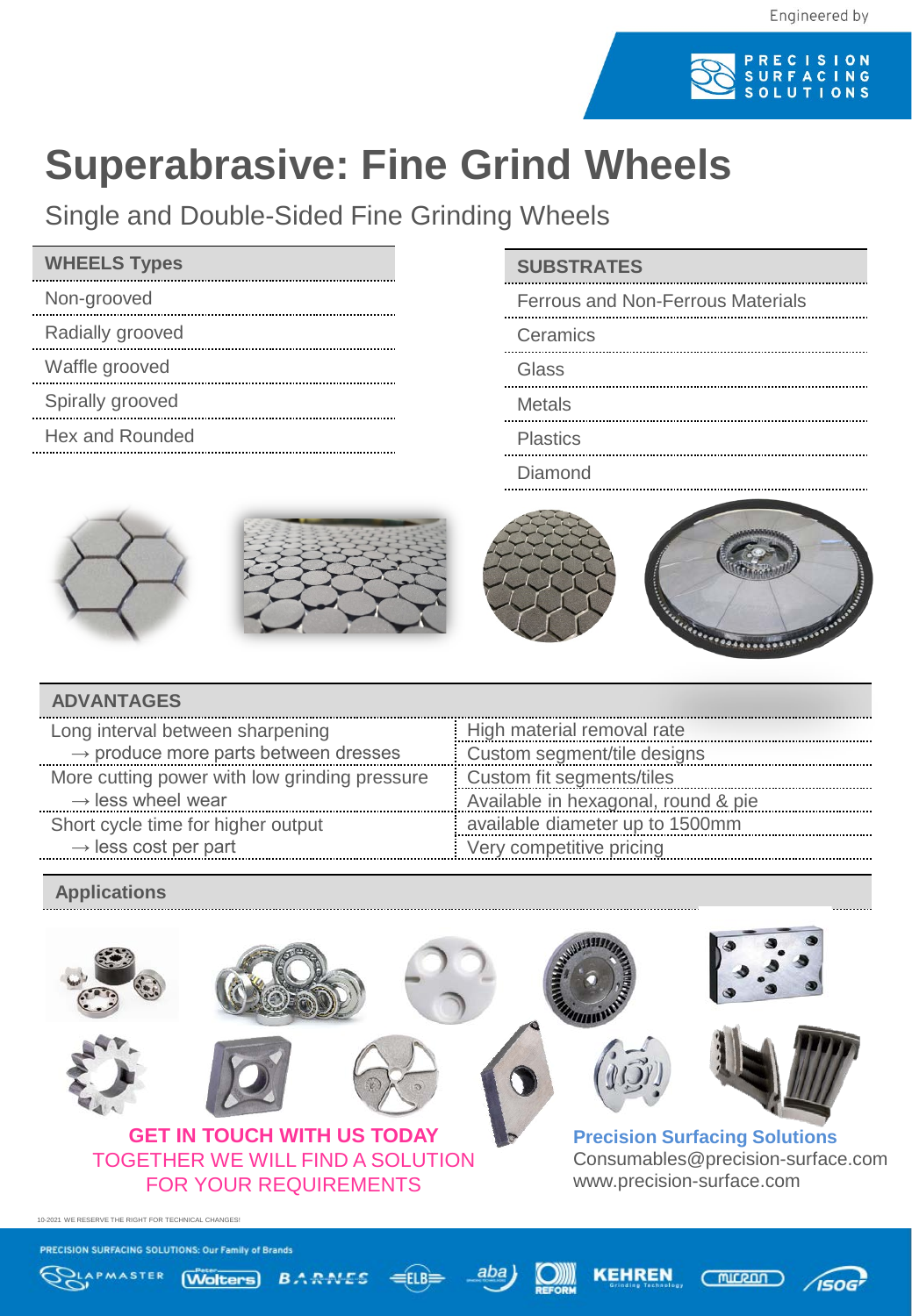Engineered by

PRECISION SURFACING SOLUTIONS

# Superabrasive: Fine Grind Wheels

## Single and Double-Sided Fine Grinding Wheels

| WHEELS Types |
|---|
| Non-grooved |
| Radially grooved |
| Waffle grooved |
| Spirally grooved |
| Hex and Rounded |

| SUBSTRATES |
|---|
| Ferrous and Non-Ferrous Materials |
| Ceramics |
| Glass |
| Metals |
| Plastics |
| Diamond |

| ADVANTAGES | |
|---|---|
| Long interval between sharpening → produce more parts between dresses | High material removal rate |
| | Custom segment/tile designs |
| More cutting power with low grinding pressure → less wheel wear | Custom fit segments/tiles |
| | Available in hexagonal, round & pie |
| Short cycle time for higher output → less cost per part | available diameter up to 1500mm |
| | Very competitive pricing |

### Applications

**GET IN TOUCH WITH US TODAY**
TOGETHER WE WILL FIND A SOLUTION FOR YOUR REQUIREMENTS

**Precision Surfacing Solutions**
Consumables@precision-surface.com
www.precision-surface.com

10-2021 WE RESERVE THE RIGHT FOR TECHNICAL CHANGES!

PRECISION SURFACING SOLUTIONS: Our Family of Brands

LAPMASTER | Wolters | BARNES | ELB | aba | REFORM | KEHREN | micron | ISOG